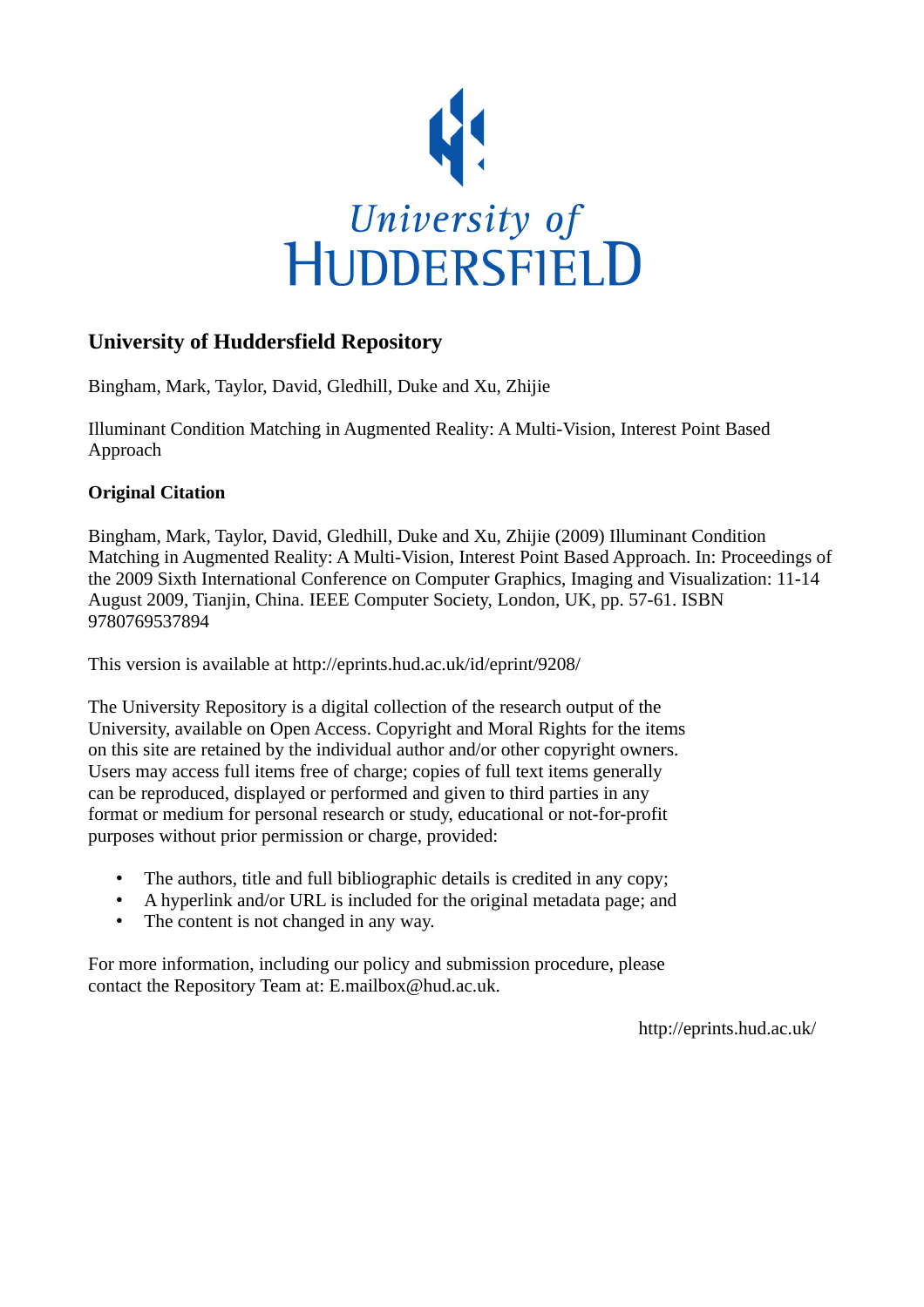University of HUDDERSFIELD

## University of Huddersfield Repository

Bingham, Mark, Taylor, David, Gledhill, Duke and Xu, Zhijie

Illuminant Condition Matching in Augmented Reality: A Multi-Vision, Interest Point Based Approach

### Original Citation

Bingham, Mark, Taylor, David, Gledhill, Duke and Xu, Zhijie (2009) Illuminant Condition Matching in Augmented Reality: A Multi-Vision, Interest Point Based Approach. In: Proceedings of the 2009 Sixth International Conference on Computer Graphics, Imaging and Visualization: 11-14 August 2009, Tianjin, China. IEEE Computer Society, London, UK, pp. 57-61. ISBN 9780769537894

This version is available at http://eprints.hud.ac.uk/id/eprint/9208/

The University Repository is a digital collection of the research output of the University, available on Open Access. Copyright and Moral Rights for the items on this site are retained by the individual author and/or other copyright owners. Users may access full items free of charge; copies of full text items generally can be reproduced, displayed or performed and given to third parties in any format or medium for personal research or study, educational or not-for-profit purposes without prior permission or charge, provided:

- The authors, title and full bibliographic details is credited in any copy;
- A hyperlink and/or URL is included for the original metadata page; and
- The content is not changed in any way.

For more information, including our policy and submission procedure, please contact the Repository Team at: E.mailbox@hud.ac.uk.

http://eprints.hud.ac.uk/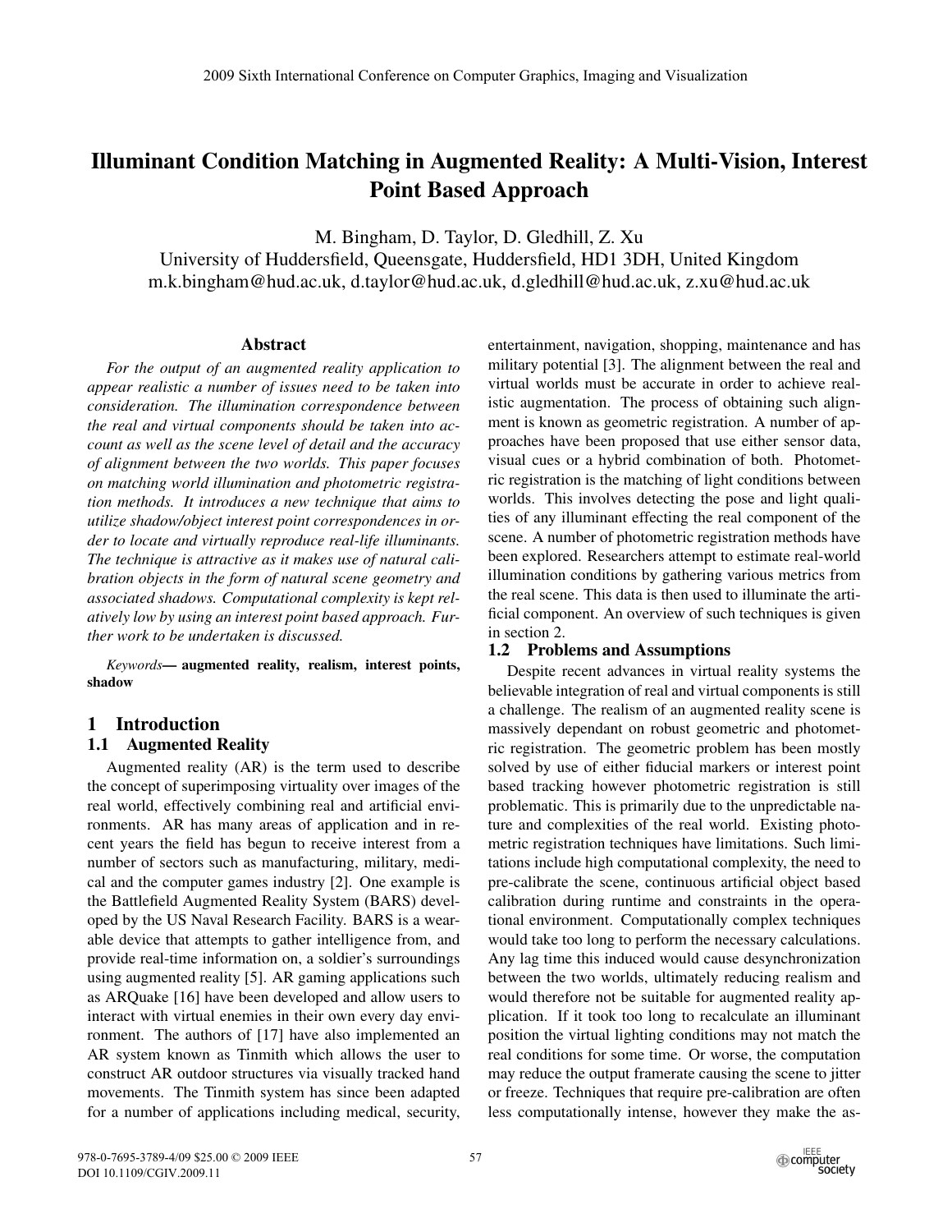# Illuminant Condition Matching in Augmented Reality: A Multi-Vision, Interest Point Based Approach

M. Bingham, D. Taylor, D. Gledhill, Z. Xu
University of Huddersfield, Queensgate, Huddersfield, HD1 3DH, United Kingdom
m.k.bingham@hud.ac.uk, d.taylor@hud.ac.uk, d.gledhill@hud.ac.uk, z.xu@hud.ac.uk

## Abstract

*For the output of an augmented reality application to appear realistic a number of issues need to be taken into consideration. The illumination correspondence between the real and virtual components should be taken into account as well as the scene level of detail and the accuracy of alignment between the two worlds. This paper focuses on matching world illumination and photometric registration methods. It introduces a new technique that aims to utilize shadow/object interest point correspondences in order to locate and virtually reproduce real-life illuminants. The technique is attractive as it makes use of natural calibration objects in the form of natural scene geometry and associated shadows. Computational complexity is kept relatively low by using an interest point based approach. Further work to be undertaken is discussed.*

*Keywords*— **augmented reality, realism, interest points, shadow**

## 1 Introduction

### 1.1 Augmented Reality

Augmented reality (AR) is the term used to describe the concept of superimposing virtuality over images of the real world, effectively combining real and artificial environments. AR has many areas of application and in recent years the field has begun to receive interest from a number of sectors such as manufacturing, military, medical and the computer games industry [2]. One example is the Battlefield Augmented Reality System (BARS) developed by the US Naval Research Facility. BARS is a wearable device that attempts to gather intelligence from, and provide real-time information on, a soldier's surroundings using augmented reality [5]. AR gaming applications such as ARQuake [16] have been developed and allow users to interact with virtual enemies in their own every day environment. The authors of [17] have also implemented an AR system known as Tinmith which allows the user to construct AR outdoor structures via visually tracked hand movements. The Tinmith system has since been adapted for a number of applications including medical, security, entertainment, navigation, shopping, maintenance and has military potential [3]. The alignment between the real and virtual worlds must be accurate in order to achieve realistic augmentation. The process of obtaining such alignment is known as geometric registration. A number of approaches have been proposed that use either sensor data, visual cues or a hybrid combination of both. Photometric registration is the matching of light conditions between worlds. This involves detecting the pose and light qualities of any illuminant effecting the real component of the scene. A number of photometric registration methods have been explored. Researchers attempt to estimate real-world illumination conditions by gathering various metrics from the real scene. This data is then used to illuminate the artificial component. An overview of such techniques is given in section 2.

### 1.2 Problems and Assumptions

Despite recent advances in virtual reality systems the believable integration of real and virtual components is still a challenge. The realism of an augmented reality scene is massively dependant on robust geometric and photometric registration. The geometric problem has been mostly solved by use of either fiducial markers or interest point based tracking however photometric registration is still problematic. This is primarily due to the unpredictable nature and complexities of the real world. Existing photometric registration techniques have limitations. Such limitations include high computational complexity, the need to pre-calibrate the scene, continuous artificial object based calibration during runtime and constraints in the operational environment. Computationally complex techniques would take too long to perform the necessary calculations. Any lag time this induced would cause desynchronization between the two worlds, ultimately reducing realism and would therefore not be suitable for augmented reality application. If it took too long to recalculate an illuminant position the virtual lighting conditions may not match the real conditions for some time. Or worse, the computation may reduce the output framerate causing the scene to jitter or freeze. Techniques that require pre-calibration are often less computationally intense, however they make the as-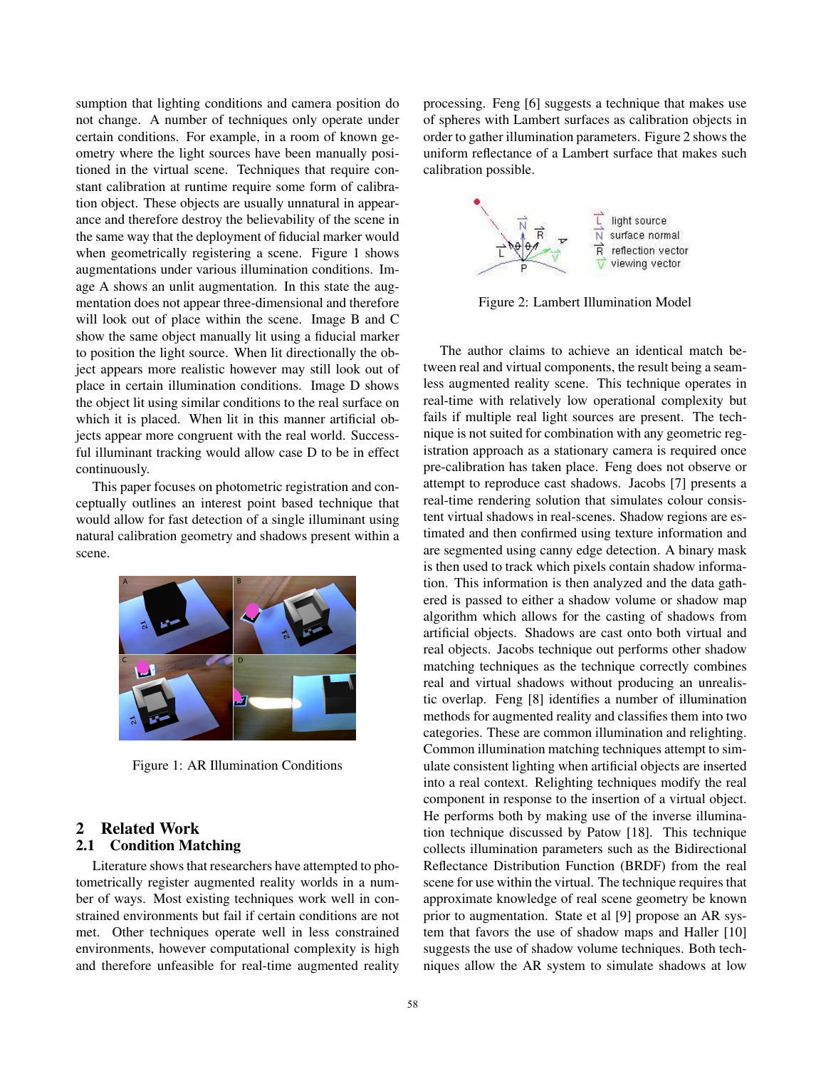sumption that lighting conditions and camera position do not change. A number of techniques only operate under certain conditions. For example, in a room of known geometry where the light sources have been manually positioned in the virtual scene. Techniques that require constant calibration at runtime require some form of calibration object. These objects are usually unnatural in appearance and therefore destroy the believability of the scene in the same way that the deployment of fiducial marker would when geometrically registering a scene. Figure 1 shows augmentations under various illumination conditions. Image A shows an unlit augmentation. In this state the augmentation does not appear three-dimensional and therefore will look out of place within the scene. Image B and C show the same object manually lit using a fiducial marker to position the light source. When lit directionally the object appears more realistic however may still look out of place in certain illumination conditions. Image D shows the object lit using similar conditions to the real surface on which it is placed. When lit in this manner artificial objects appear more congruent with the real world. Successful illuminant tracking would allow case D to be in effect continuously.

This paper focuses on photometric registration and conceptually outlines an interest point based technique that would allow for fast detection of a single illuminant using natural calibration geometry and shadows present within a scene.

Figure 1: AR Illumination Conditions

## 2 Related Work

### 2.1 Condition Matching

Literature shows that researchers have attempted to photometrically register augmented reality worlds in a number of ways. Most existing techniques work well in constrained environments but fail if certain conditions are not met. Other techniques operate well in less constrained environments, however computational complexity is high and therefore unfeasible for real-time augmented reality processing. Feng [6] suggests a technique that makes use of spheres with Lambert surfaces as calibration objects in order to gather illumination parameters. Figure 2 shows the uniform reflectance of a Lambert surface that makes such calibration possible.

Figure 2: Lambert Illumination Model

The author claims to achieve an identical match between real and virtual components, the result being a seamless augmented reality scene. This technique operates in real-time with relatively low operational complexity but fails if multiple real light sources are present. The technique is not suited for combination with any geometric registration approach as a stationary camera is required once pre-calibration has taken place. Feng does not observe or attempt to reproduce cast shadows. Jacobs [7] presents a real-time rendering solution that simulates colour consistent virtual shadows in real-scenes. Shadow regions are estimated and then confirmed using texture information and are segmented using canny edge detection. A binary mask is then used to track which pixels contain shadow information. This information is then analyzed and the data gathered is passed to either a shadow volume or shadow map algorithm which allows for the casting of shadows from artificial objects. Shadows are cast onto both virtual and real objects. Jacobs technique out performs other shadow matching techniques as the technique correctly combines real and virtual shadows without producing an unrealistic overlap. Feng [8] identifies a number of illumination methods for augmented reality and classifies them into two categories. These are common illumination and relighting. Common illumination matching techniques attempt to simulate consistent lighting when artificial objects are inserted into a real context. Relighting techniques modify the real component in response to the insertion of a virtual object. He performs both by making use of the inverse illumination technique discussed by Patow [18]. This technique collects illumination parameters such as the Bidirectional Reflectance Distribution Function (BRDF) from the real scene for use within the virtual. The technique requires that approximate knowledge of real scene geometry be known prior to augmentation. State et al [9] propose an AR system that favors the use of shadow maps and Haller [10] suggests the use of shadow volume techniques. Both techniques allow the AR system to simulate shadows at low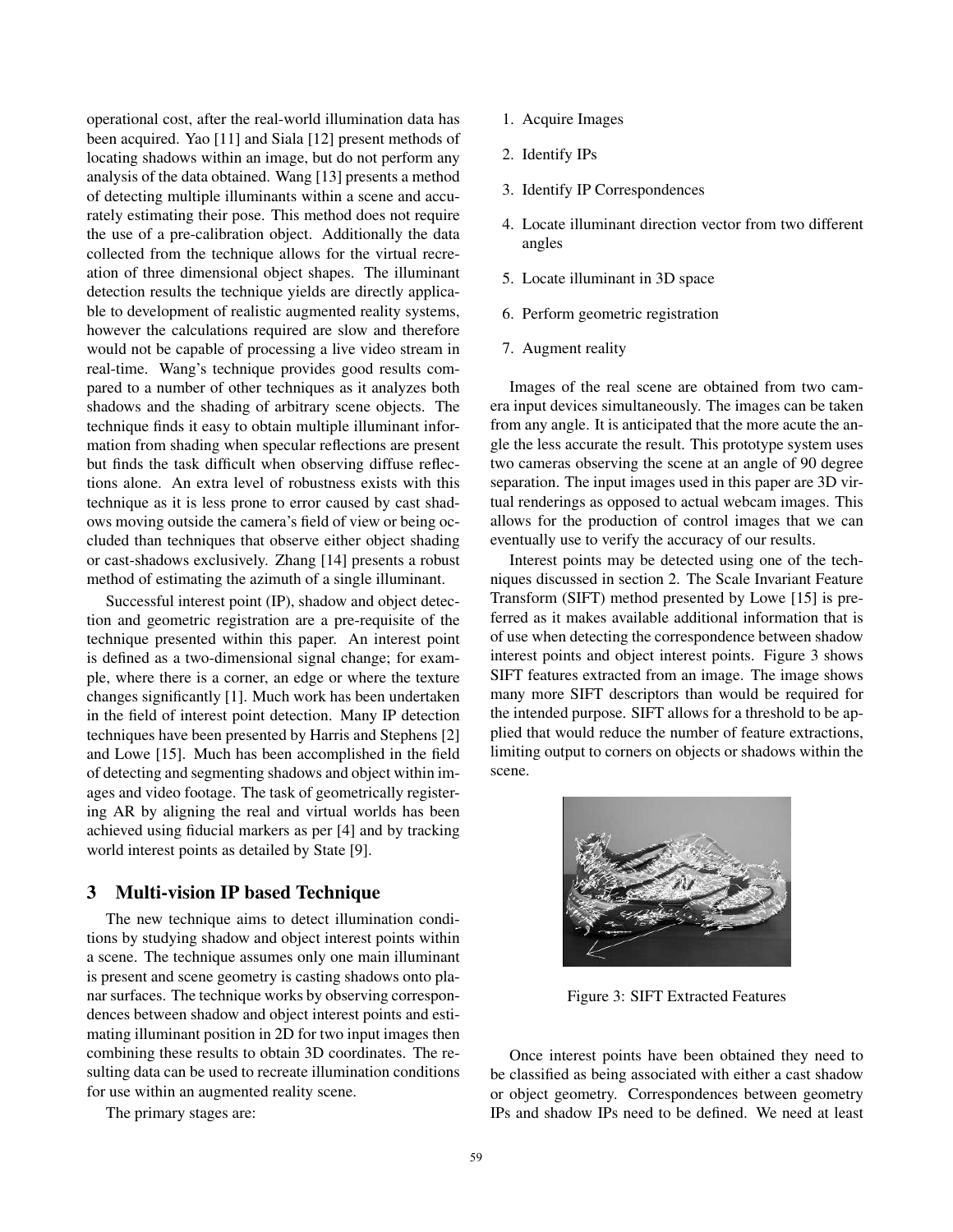operational cost, after the real-world illumination data has been acquired. Yao [11] and Siala [12] present methods of locating shadows within an image, but do not perform any analysis of the data obtained. Wang [13] presents a method of detecting multiple illuminants within a scene and accurately estimating their pose. This method does not require the use of a pre-calibration object. Additionally the data collected from the technique allows for the virtual recreation of three dimensional object shapes. The illuminant detection results the technique yields are directly applicable to development of realistic augmented reality systems, however the calculations required are slow and therefore would not be capable of processing a live video stream in real-time. Wang's technique provides good results compared to a number of other techniques as it analyzes both shadows and the shading of arbitrary scene objects. The technique finds it easy to obtain multiple illuminant information from shading when specular reflections are present but finds the task difficult when observing diffuse reflections alone. An extra level of robustness exists with this technique as it is less prone to error caused by cast shadows moving outside the camera's field of view or being occluded than techniques that observe either object shading or cast-shadows exclusively. Zhang [14] presents a robust method of estimating the azimuth of a single illuminant.

Successful interest point (IP), shadow and object detection and geometric registration are a pre-requisite of the technique presented within this paper. An interest point is defined as a two-dimensional signal change; for example, where there is a corner, an edge or where the texture changes significantly [1]. Much work has been undertaken in the field of interest point detection. Many IP detection techniques have been presented by Harris and Stephens [2] and Lowe [15]. Much has been accomplished in the field of detecting and segmenting shadows and object within images and video footage. The task of geometrically registering AR by aligning the real and virtual worlds has been achieved using fiducial markers as per [4] and by tracking world interest points as detailed by State [9].

## 3 Multi-vision IP based Technique

The new technique aims to detect illumination conditions by studying shadow and object interest points within a scene. The technique assumes only one main illuminant is present and scene geometry is casting shadows onto planar surfaces. The technique works by observing correspondences between shadow and object interest points and estimating illuminant position in 2D for two input images then combining these results to obtain 3D coordinates. The resulting data can be used to recreate illumination conditions for use within an augmented reality scene.

The primary stages are:

1. Acquire Images
2. Identify IPs
3. Identify IP Correspondences
4. Locate illuminant direction vector from two different angles
5. Locate illuminant in 3D space
6. Perform geometric registration
7. Augment reality

Images of the real scene are obtained from two camera input devices simultaneously. The images can be taken from any angle. It is anticipated that the more acute the angle the less accurate the result. This prototype system uses two cameras observing the scene at an angle of 90 degree separation. The input images used in this paper are 3D virtual renderings as opposed to actual webcam images. This allows for the production of control images that we can eventually use to verify the accuracy of our results.

Interest points may be detected using one of the techniques discussed in section 2. The Scale Invariant Feature Transform (SIFT) method presented by Lowe [15] is preferred as it makes available additional information that is of use when detecting the correspondence between shadow interest points and object interest points. Figure 3 shows SIFT features extracted from an image. The image shows many more SIFT descriptors than would be required for the intended purpose. SIFT allows for a threshold to be applied that would reduce the number of feature extractions, limiting output to corners on objects or shadows within the scene.

Figure 3: SIFT Extracted Features

Once interest points have been obtained they need to be classified as being associated with either a cast shadow or object geometry. Correspondences between geometry IPs and shadow IPs need to be defined. We need at least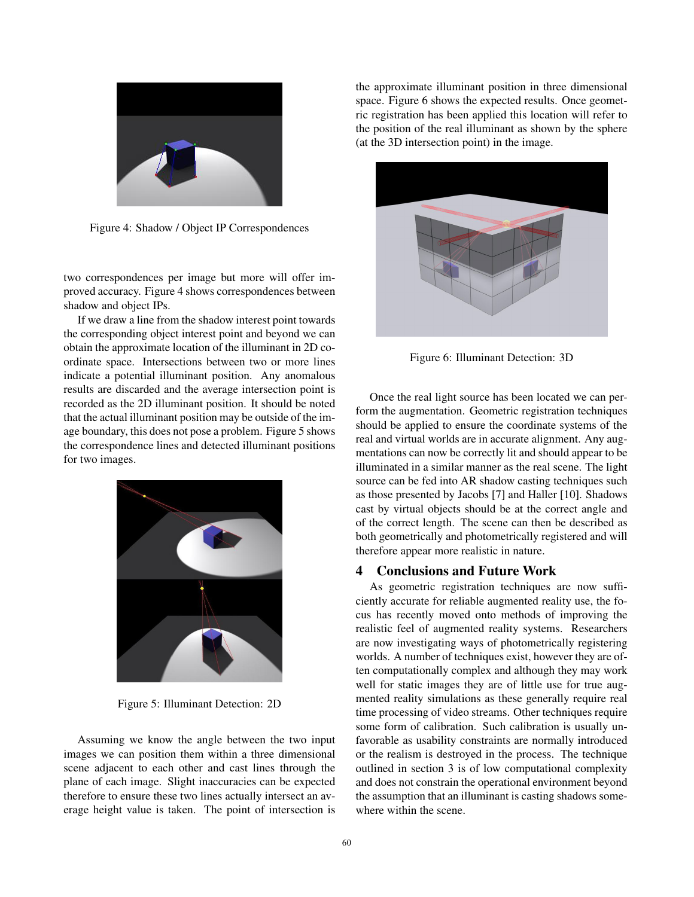Figure 4: Shadow / Object IP Correspondences

two correspondences per image but more will offer improved accuracy. Figure 4 shows correspondences between shadow and object IPs.

If we draw a line from the shadow interest point towards the corresponding object interest point and beyond we can obtain the approximate location of the illuminant in 2D coordinate space. Intersections between two or more lines indicate a potential illuminant position. Any anomalous results are discarded and the average intersection point is recorded as the 2D illuminant position. It should be noted that the actual illuminant position may be outside of the image boundary, this does not pose a problem. Figure 5 shows the correspondence lines and detected illuminant positions for two images.

Figure 5: Illuminant Detection: 2D

Assuming we know the angle between the two input images we can position them within a three dimensional scene adjacent to each other and cast lines through the plane of each image. Slight inaccuracies can be expected therefore to ensure these two lines actually intersect an average height value is taken. The point of intersection is the approximate illuminant position in three dimensional space. Figure 6 shows the expected results. Once geometric registration has been applied this location will refer to the position of the real illuminant as shown by the sphere (at the 3D intersection point) in the image.

Figure 6: Illuminant Detection: 3D

Once the real light source has been located we can perform the augmentation. Geometric registration techniques should be applied to ensure the coordinate systems of the real and virtual worlds are in accurate alignment. Any augmentations can now be correctly lit and should appear to be illuminated in a similar manner as the real scene. The light source can be fed into AR shadow casting techniques such as those presented by Jacobs [7] and Haller [10]. Shadows cast by virtual objects should be at the correct angle and of the correct length. The scene can then be described as both geometrically and photometrically registered and will therefore appear more realistic in nature.

## 4 Conclusions and Future Work

As geometric registration techniques are now sufficiently accurate for reliable augmented reality use, the focus has recently moved onto methods of improving the realistic feel of augmented reality systems. Researchers are now investigating ways of photometrically registering worlds. A number of techniques exist, however they are often computationally complex and although they may work well for static images they are of little use for true augmented reality simulations as these generally require real time processing of video streams. Other techniques require some form of calibration. Such calibration is usually unfavorable as usability constraints are normally introduced or the realism is destroyed in the process. The technique outlined in section 3 is of low computational complexity and does not constrain the operational environment beyond the assumption that an illuminant is casting shadows somewhere within the scene.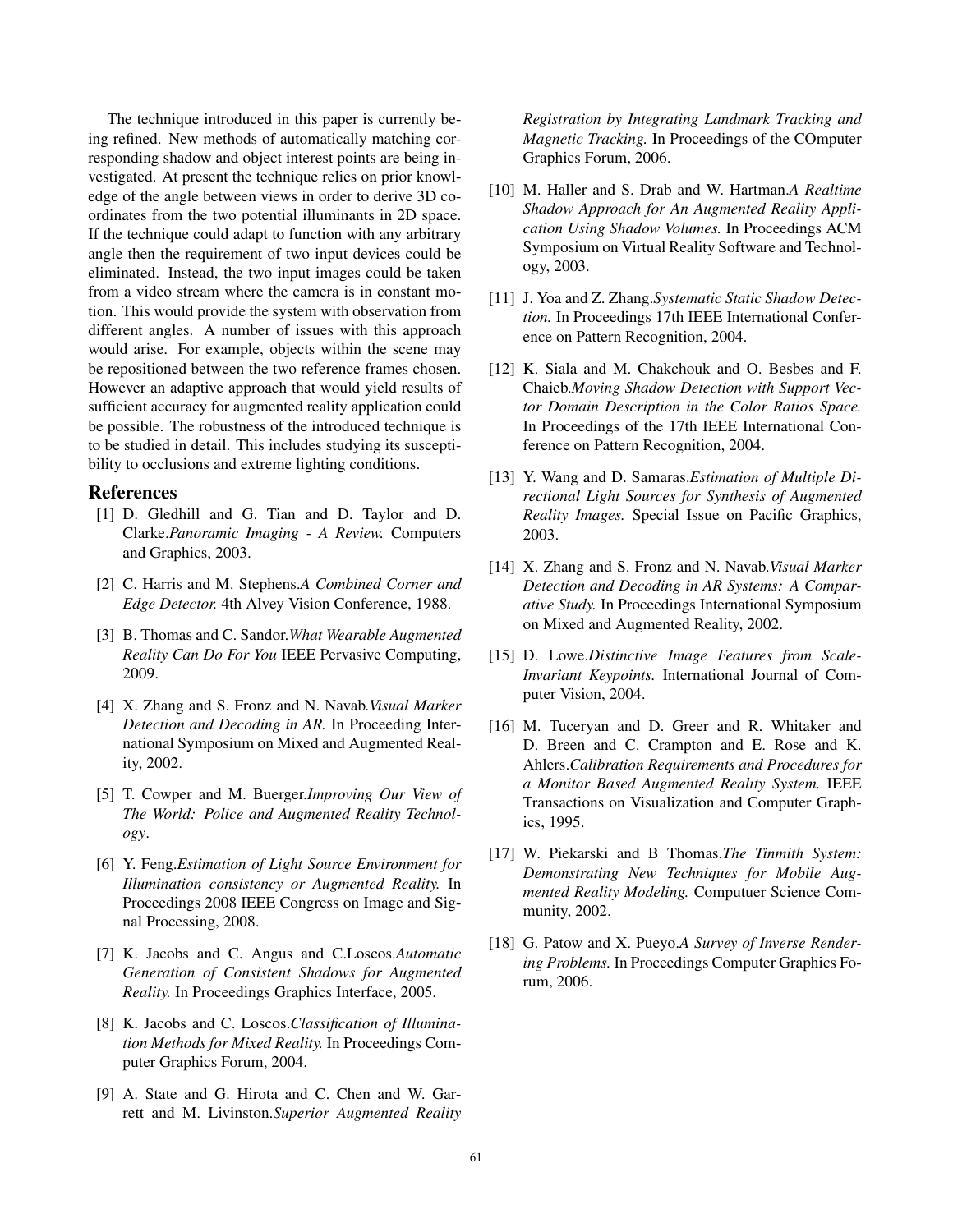The technique introduced in this paper is currently being refined. New methods of automatically matching corresponding shadow and object interest points are being investigated. At present the technique relies on prior knowledge of the angle between views in order to derive 3D coordinates from the two potential illuminants in 2D space. If the technique could adapt to function with any arbitrary angle then the requirement of two input devices could be eliminated. Instead, the two input images could be taken from a video stream where the camera is in constant motion. This would provide the system with observation from different angles. A number of issues with this approach would arise. For example, objects within the scene may be repositioned between the two reference frames chosen. However an adaptive approach that would yield results of sufficient accuracy for augmented reality application could be possible. The robustness of the introduced technique is to be studied in detail. This includes studying its susceptibility to occlusions and extreme lighting conditions.

## References

[1] D. Gledhill and G. Tian and D. Taylor and D. Clarke.*Panoramic Imaging - A Review.* Computers and Graphics, 2003.

[2] C. Harris and M. Stephens.*A Combined Corner and Edge Detector.* 4th Alvey Vision Conference, 1988.

[3] B. Thomas and C. Sandor.*What Wearable Augmented Reality Can Do For You* IEEE Pervasive Computing, 2009.

[4] X. Zhang and S. Fronz and N. Navab.*Visual Marker Detection and Decoding in AR.* In Proceeding International Symposium on Mixed and Augmented Reality, 2002.

[5] T. Cowper and M. Buerger.*Improving Our View of The World: Police and Augmented Reality Technology*.

[6] Y. Feng.*Estimation of Light Source Environment for Illumination consistency or Augmented Reality.* In Proceedings 2008 IEEE Congress on Image and Signal Processing, 2008.

[7] K. Jacobs and C. Angus and C.Loscos.*Automatic Generation of Consistent Shadows for Augmented Reality.* In Proceedings Graphics Interface, 2005.

[8] K. Jacobs and C. Loscos.*Classification of Illumination Methods for Mixed Reality.* In Proceedings Computer Graphics Forum, 2004.

[9] A. State and G. Hirota and C. Chen and W. Garrett and M. Livinston.*Superior Augmented Reality Registration by Integrating Landmark Tracking and Magnetic Tracking.* In Proceedings of the COmputer Graphics Forum, 2006.

[10] M. Haller and S. Drab and W. Hartman.*A Realtime Shadow Approach for An Augmented Reality Application Using Shadow Volumes.* In Proceedings ACM Symposium on Virtual Reality Software and Technology, 2003.

[11] J. Yoa and Z. Zhang.*Systematic Static Shadow Detection.* In Proceedings 17th IEEE International Conference on Pattern Recognition, 2004.

[12] K. Siala and M. Chakchouk and O. Besbes and F. Chaieb.*Moving Shadow Detection with Support Vector Domain Description in the Color Ratios Space.* In Proceedings of the 17th IEEE International Conference on Pattern Recognition, 2004.

[13] Y. Wang and D. Samaras.*Estimation of Multiple Directional Light Sources for Synthesis of Augmented Reality Images.* Special Issue on Pacific Graphics, 2003.

[14] X. Zhang and S. Fronz and N. Navab.*Visual Marker Detection and Decoding in AR Systems: A Comparative Study.* In Proceedings International Symposium on Mixed and Augmented Reality, 2002.

[15] D. Lowe.*Distinctive Image Features from Scale-Invariant Keypoints.* International Journal of Computer Vision, 2004.

[16] M. Tuceryan and D. Greer and R. Whitaker and D. Breen and C. Crampton and E. Rose and K. Ahlers.*Calibration Requirements and Procedures for a Monitor Based Augmented Reality System.* IEEE Transactions on Visualization and Computer Graphics, 1995.

[17] W. Piekarski and B Thomas.*The Tinmith System: Demonstrating New Techniques for Mobile Augmented Reality Modeling.* Computuer Science Community, 2002.

[18] G. Patow and X. Pueyo.*A Survey of Inverse Rendering Problems.* In Proceedings Computer Graphics Forum, 2006.